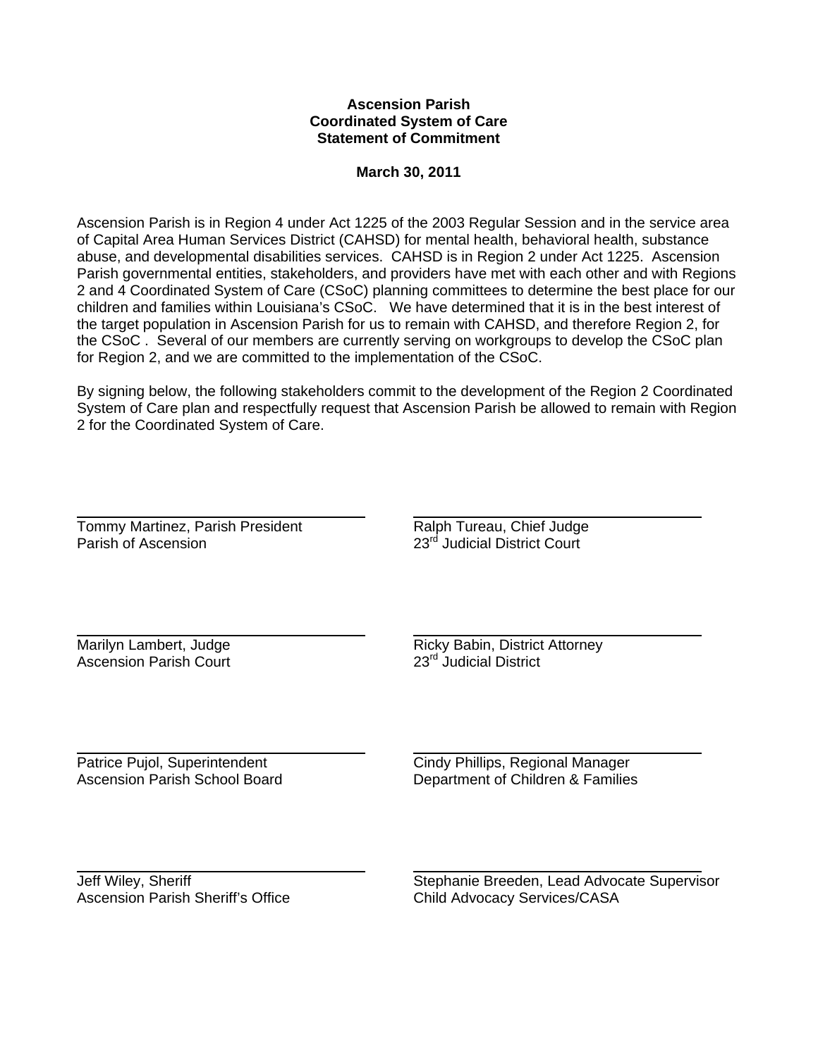**Ascension Parish**
**Coordinated System of Care**
**Statement of Commitment**

**March 30, 2011**

Ascension Parish is in Region 4 under Act 1225 of the 2003 Regular Session and in the service area of Capital Area Human Services District (CAHSD) for mental health, behavioral health, substance abuse, and developmental disabilities services. CAHSD is in Region 2 under Act 1225. Ascension Parish governmental entities, stakeholders, and providers have met with each other and with Regions 2 and 4 Coordinated System of Care (CSoC) planning committees to determine the best place for our children and families within Louisiana's CSoC. We have determined that it is in the best interest of the target population in Ascension Parish for us to remain with CAHSD, and therefore Region 2, for the CSoC . Several of our members are currently serving on workgroups to develop the CSoC plan for Region 2, and we are committed to the implementation of the CSoC.

By signing below, the following stakeholders commit to the development of the Region 2 Coordinated System of Care plan and respectfully request that Ascension Parish be allowed to remain with Region 2 for the Coordinated System of Care.

\_\_\_\_\_\_\_\_\_\_\_\_\_\_\_\_\_\_\_\_\_\_\_\_\_\_\_\_\_\_
Tommy Martinez, Parish President
Parish of Ascension

\_\_\_\_\_\_\_\_\_\_\_\_\_\_\_\_\_\_\_\_\_\_\_\_\_\_\_\_\_\_
Ralph Tureau, Chief Judge
23rd Judicial District Court

\_\_\_\_\_\_\_\_\_\_\_\_\_\_\_\_\_\_\_\_\_\_\_\_\_\_\_\_\_\_
Marilyn Lambert, Judge
Ascension Parish Court

\_\_\_\_\_\_\_\_\_\_\_\_\_\_\_\_\_\_\_\_\_\_\_\_\_\_\_\_\_\_
Ricky Babin, District Attorney
23rd Judicial District

\_\_\_\_\_\_\_\_\_\_\_\_\_\_\_\_\_\_\_\_\_\_\_\_\_\_\_\_\_\_
Patrice Pujol, Superintendent
Ascension Parish School Board

\_\_\_\_\_\_\_\_\_\_\_\_\_\_\_\_\_\_\_\_\_\_\_\_\_\_\_\_\_\_
Cindy Phillips, Regional Manager
Department of Children & Families

\_\_\_\_\_\_\_\_\_\_\_\_\_\_\_\_\_\_\_\_\_\_\_\_\_\_\_\_\_\_
Jeff Wiley, Sheriff
Ascension Parish Sheriff's Office

\_\_\_\_\_\_\_\_\_\_\_\_\_\_\_\_\_\_\_\_\_\_\_\_\_\_\_\_\_\_
Stephanie Breeden, Lead Advocate Supervisor
Child Advocacy Services/CASA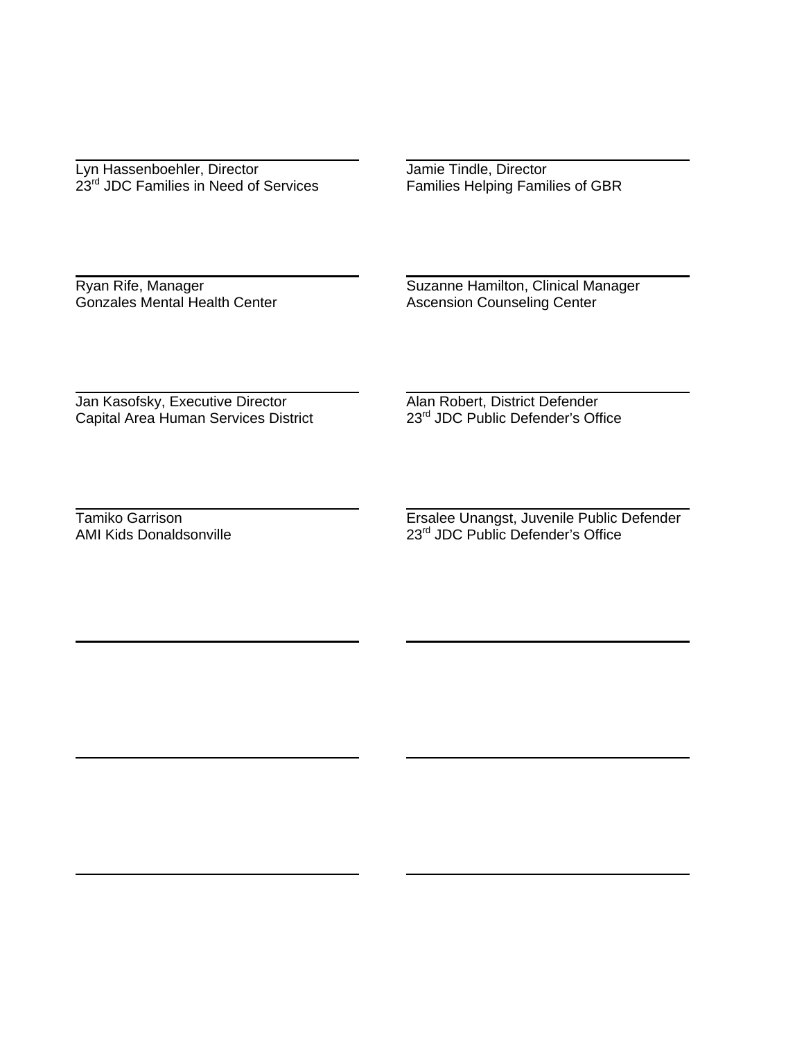Lyn Hassenboehler, Director
23rd JDC Families in Need of Services

Jamie Tindle, Director
Families Helping Families of GBR

Ryan Rife, Manager
Gonzales Mental Health Center

Suzanne Hamilton, Clinical Manager
Ascension Counseling Center

Jan Kasofsky, Executive Director
Capital Area Human Services District

Alan Robert, District Defender
23rd JDC Public Defender's Office

Tamiko Garrison
AMI Kids Donaldsonville

Ersalee Unangst, Juvenile Public Defender
23rd JDC Public Defender's Office